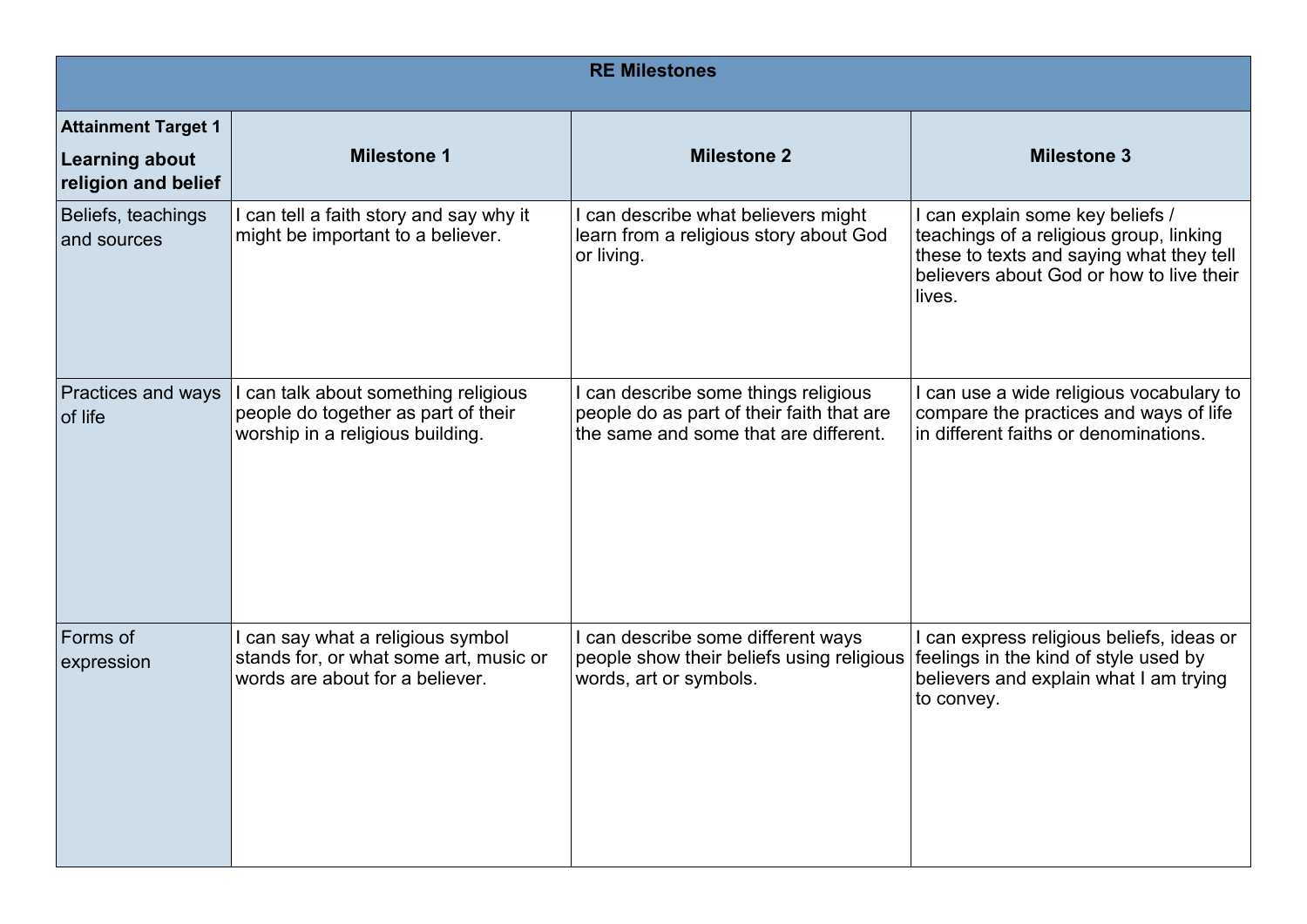| RE Milestones | | | |
|---|---|---|---|
| **Attainment Target 1** **Learning about religion and belief** | **Milestone 1** | **Milestone 2** | **Milestone 3** |
| Beliefs, teachings and sources | I can tell a faith story and say why it might be important to a believer. | I can describe what believers might learn from a religious story about God or living. | I can explain some key beliefs / teachings of a religious group, linking these to texts and saying what they tell believers about God or how to live their lives. |
| Practices and ways of life | I can talk about something religious people do together as part of their worship in a religious building. | I can describe some things religious people do as part of their faith that are the same and some that are different. | I can use a wide religious vocabulary to compare the practices and ways of life in different faiths or denominations. |
| Forms of expression | I can say what a religious symbol stands for, or what some art, music or words are about for a believer. | I can describe some different ways people show their beliefs using religious words, art or symbols. | I can express religious beliefs, ideas or feelings in the kind of style used by believers and explain what I am trying to convey. |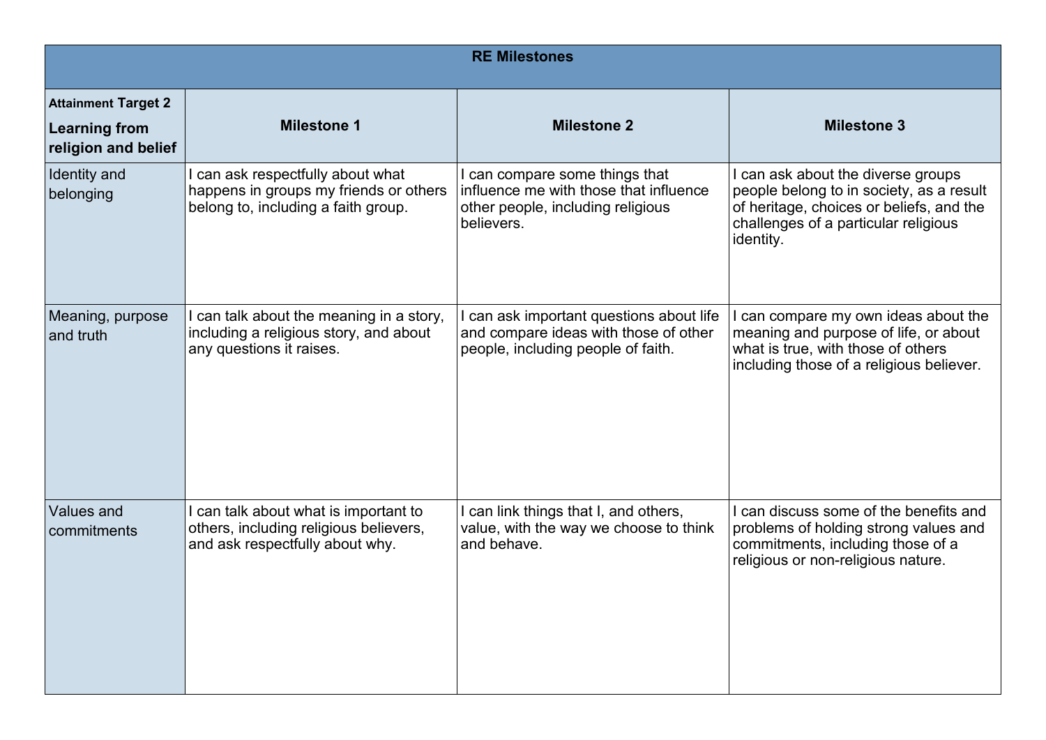| RE Milestones | | | |
|---|---|---|---|
| **Attainment Target 2** **Learning from religion and belief** | **Milestone 1** | **Milestone 2** | **Milestone 3** |
| Identity and belonging | I can ask respectfully about what happens in groups my friends or others belong to, including a faith group. | I can compare some things that influence me with those that influence other people, including religious believers. | I can ask about the diverse groups people belong to in society, as a result of heritage, choices or beliefs, and the challenges of a particular religious identity. |
| Meaning, purpose and truth | I can talk about the meaning in a story, including a religious story, and about any questions it raises. | I can ask important questions about life and compare ideas with those of other people, including people of faith. | I can compare my own ideas about the meaning and purpose of life, or about what is true, with those of others including those of a religious believer. |
| Values and commitments | I can talk about what is important to others, including religious believers, and ask respectfully about why. | I can link things that I, and others, value, with the way we choose to think and behave. | I can discuss some of the benefits and problems of holding strong values and commitments, including those of a religious or non-religious nature. |